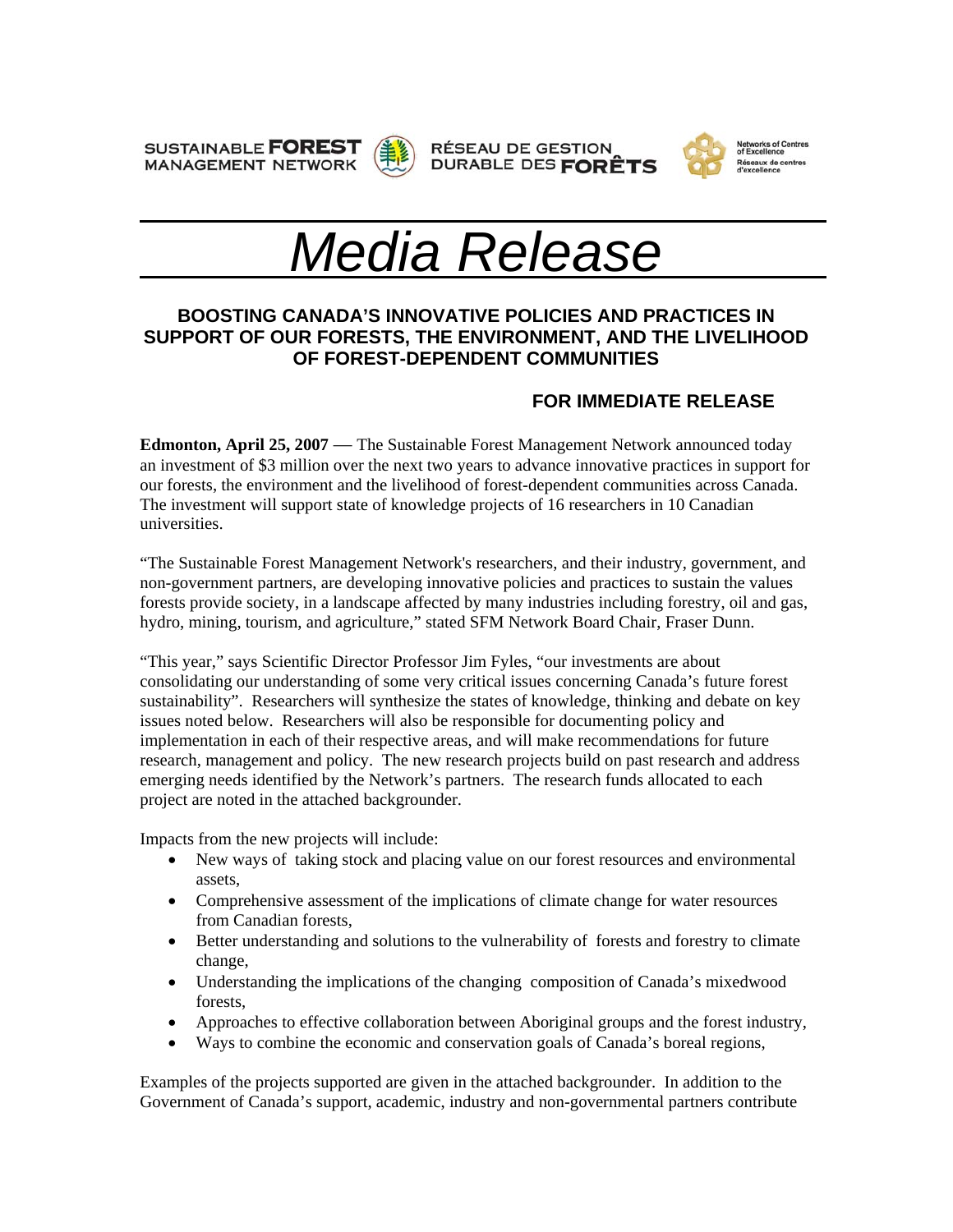SUSTAINABLE **FOREST** MANAGEMENT NETWORK

RÉSEAU DE GESTION DURABLE DES **FORÊTS**

Networks of Centres of Excellence
Réseaux de centres d'excellence

# *Media Release*

## BOOSTING CANADA'S INNOVATIVE POLICIES AND PRACTICES IN SUPPORT OF OUR FORESTS, THE ENVIRONMENT, AND THE LIVELIHOOD OF FOREST-DEPENDENT COMMUNITIES

**FOR IMMEDIATE RELEASE**

**Edmonton, April 25, 2007** — The Sustainable Forest Management Network announced today an investment of $3 million over the next two years to advance innovative practices in support for our forests, the environment and the livelihood of forest-dependent communities across Canada. The investment will support state of knowledge projects of 16 researchers in 10 Canadian universities.

"The Sustainable Forest Management Network's researchers, and their industry, government, and non-government partners, are developing innovative policies and practices to sustain the values forests provide society, in a landscape affected by many industries including forestry, oil and gas, hydro, mining, tourism, and agriculture," stated SFM Network Board Chair, Fraser Dunn.

"This year," says Scientific Director Professor Jim Fyles, "our investments are about consolidating our understanding of some very critical issues concerning Canada's future forest sustainability". Researchers will synthesize the states of knowledge, thinking and debate on key issues noted below. Researchers will also be responsible for documenting policy and implementation in each of their respective areas, and will make recommendations for future research, management and policy. The new research projects build on past research and address emerging needs identified by the Network's partners. The research funds allocated to each project are noted in the attached backgrounder.

Impacts from the new projects will include:

- New ways of taking stock and placing value on our forest resources and environmental assets,
- Comprehensive assessment of the implications of climate change for water resources from Canadian forests,
- Better understanding and solutions to the vulnerability of forests and forestry to climate change,
- Understanding the implications of the changing composition of Canada's mixedwood forests,
- Approaches to effective collaboration between Aboriginal groups and the forest industry,
- Ways to combine the economic and conservation goals of Canada's boreal regions,

Examples of the projects supported are given in the attached backgrounder. In addition to the Government of Canada's support, academic, industry and non-governmental partners contribute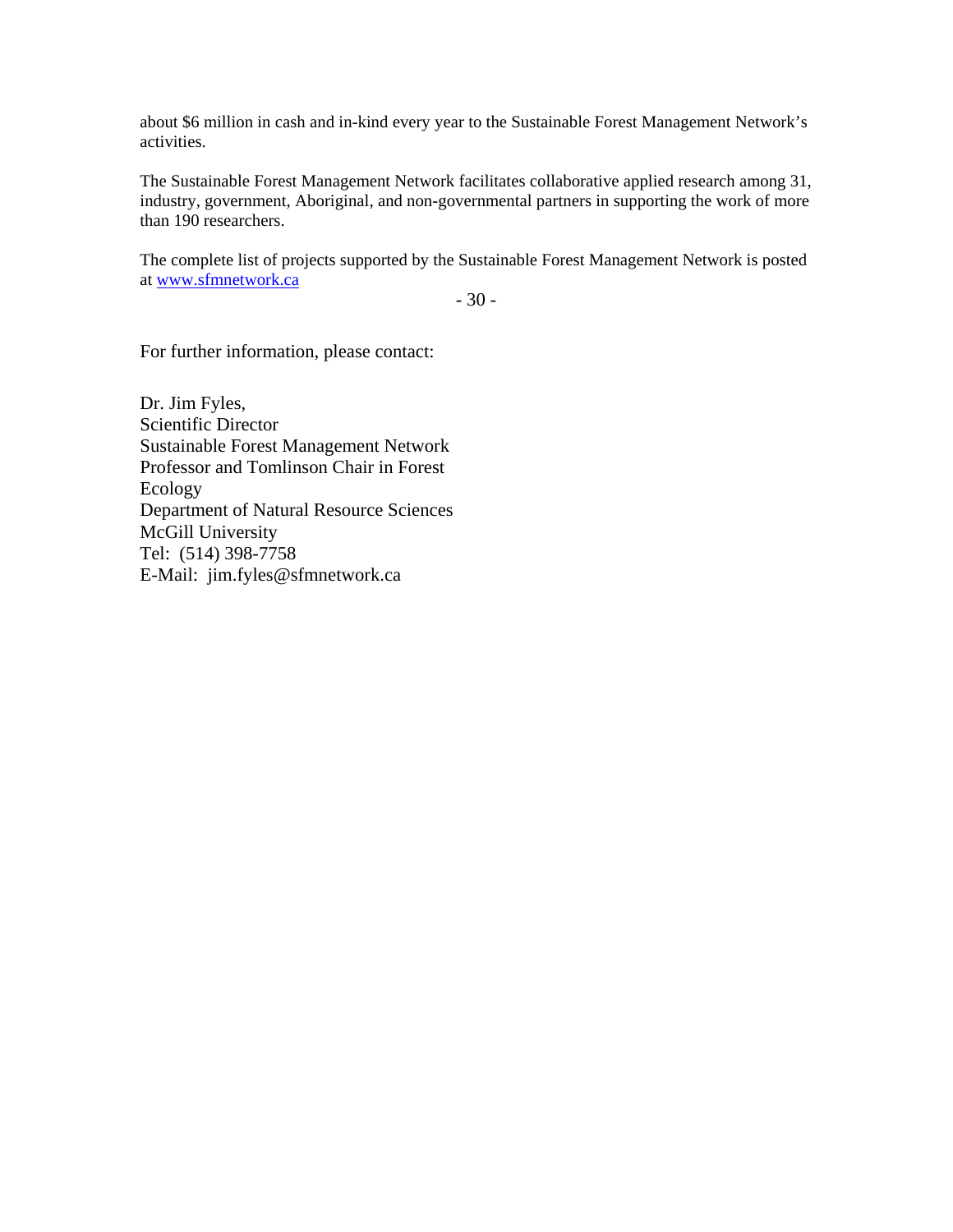about $6 million in cash and in-kind every year to the Sustainable Forest Management Network's activities.

The Sustainable Forest Management Network facilitates collaborative applied research among 31, industry, government, Aboriginal, and non-governmental partners in supporting the work of more than 190 researchers.

The complete list of projects supported by the Sustainable Forest Management Network is posted at www.sfmnetwork.ca

- 30 -

For further information, please contact:

Dr. Jim Fyles,  
Scientific Director  
Sustainable Forest Management Network  
Professor and Tomlinson Chair in Forest Ecology  
Department of Natural Resource Sciences  
McGill University  
Tel: (514) 398-7758  
E-Mail: jim.fyles@sfmnetwork.ca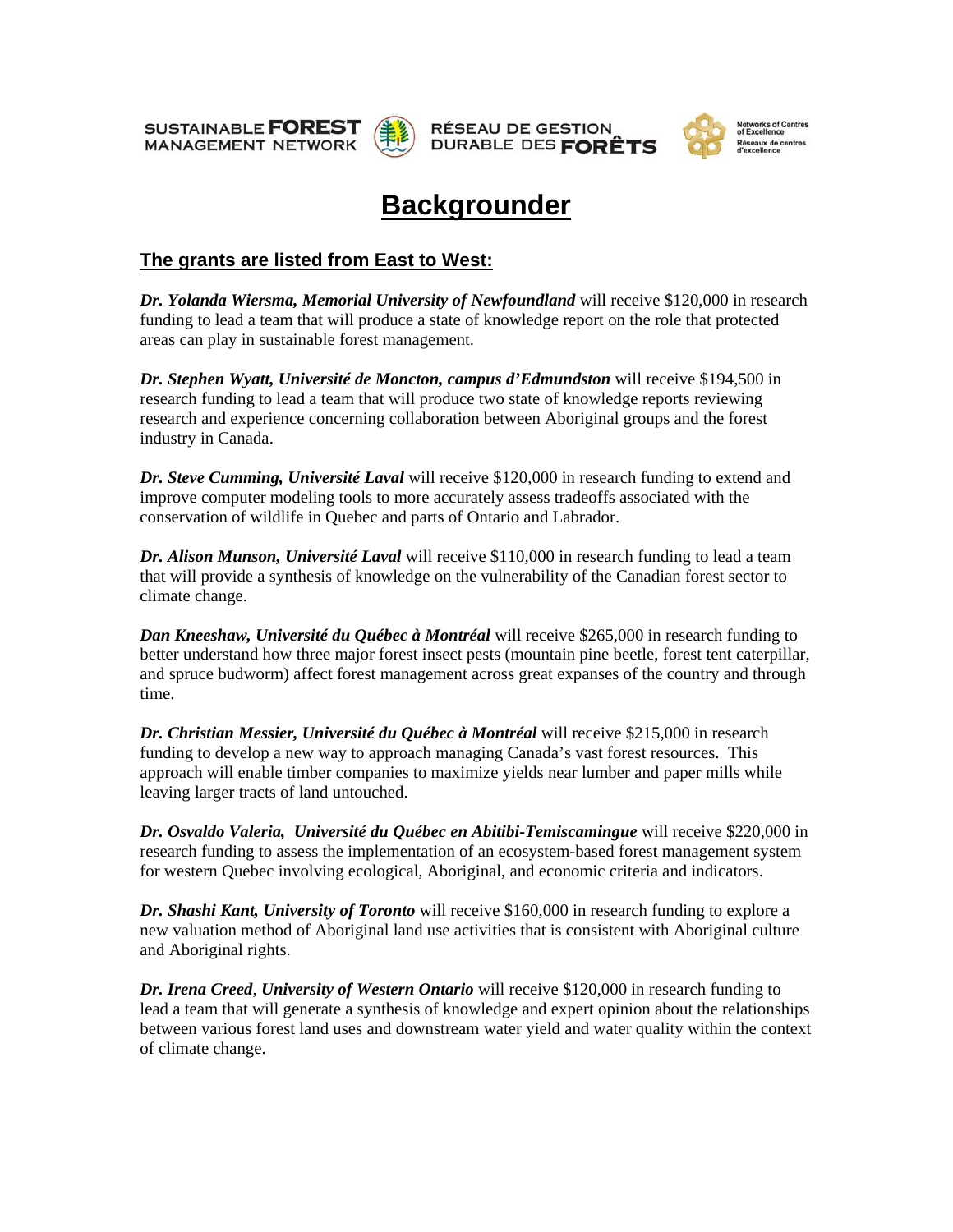SUSTAINABLE **FOREST** MANAGEMENT NETWORK    RÉSEAU DE GESTION DURABLE DES **FORÊTS**    Networks of Centres of Excellence / Réseaux de centres d'excellence

# Backgrounder

## The grants are listed from East to West:

***Dr. Yolanda Wiersma, Memorial University of Newfoundland*** will receive $120,000 in research funding to lead a team that will produce a state of knowledge report on the role that protected areas can play in sustainable forest management.

***Dr. Stephen Wyatt, Université de Moncton, campus d'Edmundston*** will receive $194,500 in research funding to lead a team that will produce two state of knowledge reports reviewing research and experience concerning collaboration between Aboriginal groups and the forest industry in Canada.

***Dr. Steve Cumming, Université Laval*** will receive $120,000 in research funding to extend and improve computer modeling tools to more accurately assess tradeoffs associated with the conservation of wildlife in Quebec and parts of Ontario and Labrador.

***Dr. Alison Munson, Université Laval*** will receive $110,000 in research funding to lead a team that will provide a synthesis of knowledge on the vulnerability of the Canadian forest sector to climate change.

***Dan Kneeshaw, Université du Québec à Montréal*** will receive $265,000 in research funding to better understand how three major forest insect pests (mountain pine beetle, forest tent caterpillar, and spruce budworm) affect forest management across great expanses of the country and through time.

***Dr. Christian Messier, Université du Québec à Montréal*** will receive $215,000 in research funding to develop a new way to approach managing Canada's vast forest resources. This approach will enable timber companies to maximize yields near lumber and paper mills while leaving larger tracts of land untouched.

***Dr. Osvaldo Valeria, Université du Québec en Abitibi-Temiscamingue*** will receive $220,000 in research funding to assess the implementation of an ecosystem-based forest management system for western Quebec involving ecological, Aboriginal, and economic criteria and indicators.

***Dr. Shashi Kant, University of Toronto*** will receive $160,000 in research funding to explore a new valuation method of Aboriginal land use activities that is consistent with Aboriginal culture and Aboriginal rights.

***Dr. Irena Creed*, *University of Western Ontario*** will receive $120,000 in research funding to lead a team that will generate a synthesis of knowledge and expert opinion about the relationships between various forest land uses and downstream water yield and water quality within the context of climate change.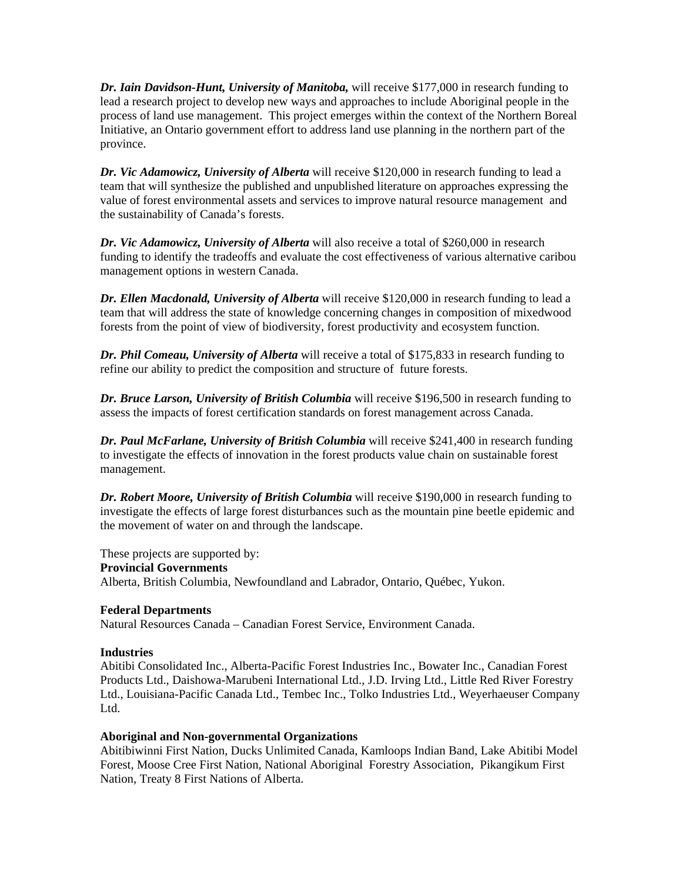***Dr. Iain Davidson-Hunt, University of Manitoba,*** will receive $177,000 in research funding to lead a research project to develop new ways and approaches to include Aboriginal people in the process of land use management. This project emerges within the context of the Northern Boreal Initiative, an Ontario government effort to address land use planning in the northern part of the province.

***Dr. Vic Adamowicz, University of Alberta*** will receive $120,000 in research funding to lead a team that will synthesize the published and unpublished literature on approaches expressing the value of forest environmental assets and services to improve natural resource management and the sustainability of Canada's forests.

***Dr. Vic Adamowicz, University of Alberta*** will also receive a total of $260,000 in research funding to identify the tradeoffs and evaluate the cost effectiveness of various alternative caribou management options in western Canada.

***Dr. Ellen Macdonald, University of Alberta*** will receive $120,000 in research funding to lead a team that will address the state of knowledge concerning changes in composition of mixedwood forests from the point of view of biodiversity, forest productivity and ecosystem function.

***Dr. Phil Comeau, University of Alberta*** will receive a total of $175,833 in research funding to refine our ability to predict the composition and structure of future forests.

***Dr. Bruce Larson, University of British Columbia*** will receive $196,500 in research funding to assess the impacts of forest certification standards on forest management across Canada.

***Dr. Paul McFarlane, University of British Columbia*** will receive $241,400 in research funding to investigate the effects of innovation in the forest products value chain on sustainable forest management.

***Dr. Robert Moore, University of British Columbia*** will receive $190,000 in research funding to investigate the effects of large forest disturbances such as the mountain pine beetle epidemic and the movement of water on and through the landscape.

These projects are supported by:

**Provincial Governments**

Alberta, British Columbia, Newfoundland and Labrador, Ontario, Québec, Yukon.

**Federal Departments**

Natural Resources Canada – Canadian Forest Service, Environment Canada.

**Industries**

Abitibi Consolidated Inc., Alberta-Pacific Forest Industries Inc., Bowater Inc., Canadian Forest Products Ltd., Daishowa-Marubeni International Ltd., J.D. Irving Ltd., Little Red River Forestry Ltd., Louisiana-Pacific Canada Ltd., Tembec Inc., Tolko Industries Ltd., Weyerhaeuser Company Ltd.

**Aboriginal and Non-governmental Organizations**

Abitibiwinni First Nation, Ducks Unlimited Canada, Kamloops Indian Band, Lake Abitibi Model Forest, Moose Cree First Nation, National Aboriginal Forestry Association, Pikangikum First Nation, Treaty 8 First Nations of Alberta.